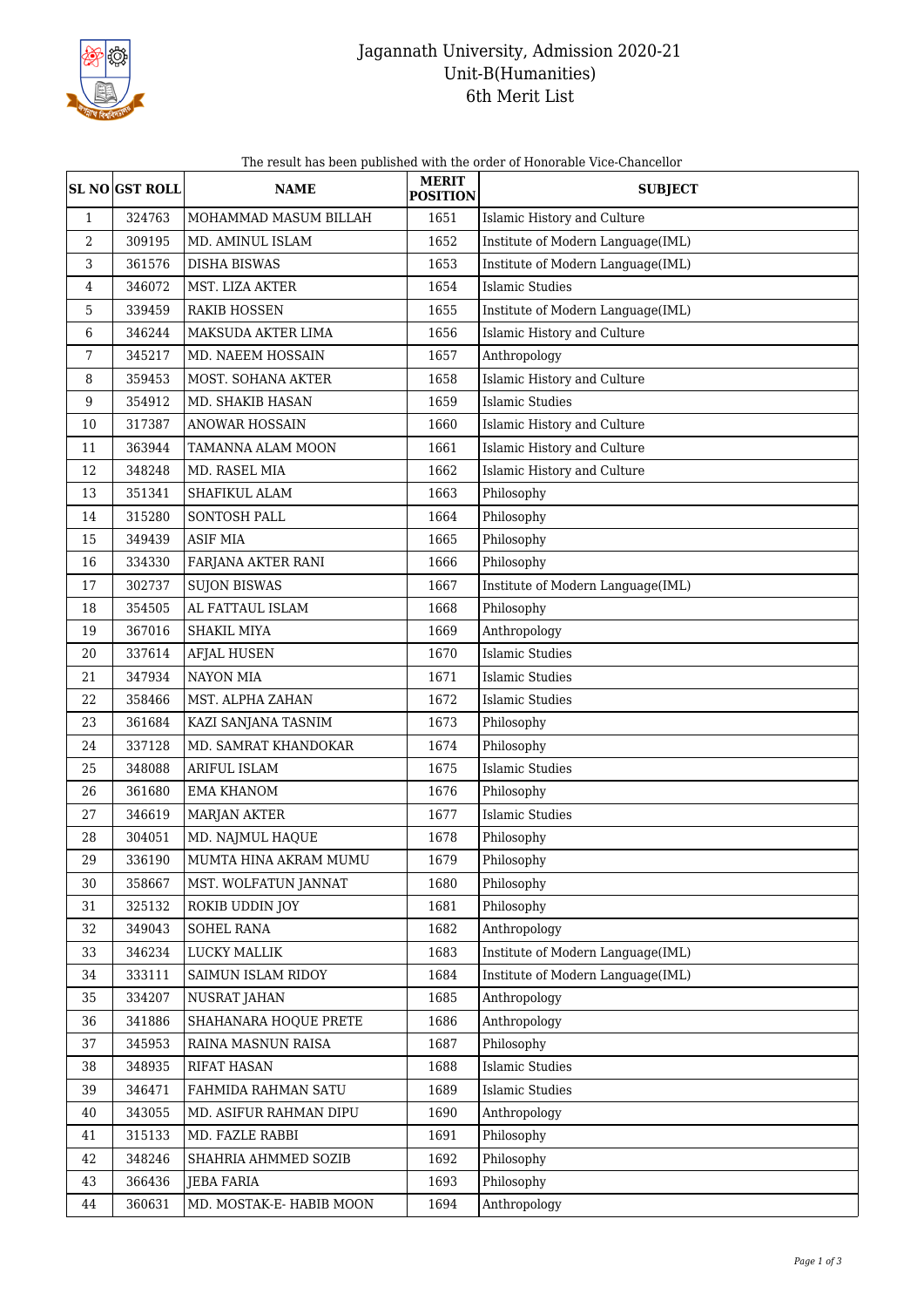# Jagannath University, Admission 2020-21
## Unit-B(Humanities)
## 6th Merit List

The result has been published with the order of Honorable Vice-Chancellor

| SL NO | GST ROLL | NAME | MERIT POSITION | SUBJECT |
|---|---|---|---|---|
| 1 | 324763 | MOHAMMAD MASUM BILLAH | 1651 | Islamic History and Culture |
| 2 | 309195 | MD. AMINUL ISLAM | 1652 | Institute of Modern Language(IML) |
| 3 | 361576 | DISHA BISWAS | 1653 | Institute of Modern Language(IML) |
| 4 | 346072 | MST. LIZA AKTER | 1654 | Islamic Studies |
| 5 | 339459 | RAKIB HOSSEN | 1655 | Institute of Modern Language(IML) |
| 6 | 346244 | MAKSUDA AKTER LIMA | 1656 | Islamic History and Culture |
| 7 | 345217 | MD. NAEEM HOSSAIN | 1657 | Anthropology |
| 8 | 359453 | MOST. SOHANA AKTER | 1658 | Islamic History and Culture |
| 9 | 354912 | MD. SHAKIB HASAN | 1659 | Islamic Studies |
| 10 | 317387 | ANOWAR HOSSAIN | 1660 | Islamic History and Culture |
| 11 | 363944 | TAMANNA ALAM MOON | 1661 | Islamic History and Culture |
| 12 | 348248 | MD. RASEL MIA | 1662 | Islamic History and Culture |
| 13 | 351341 | SHAFIKUL ALAM | 1663 | Philosophy |
| 14 | 315280 | SONTOSH PALL | 1664 | Philosophy |
| 15 | 349439 | ASIF MIA | 1665 | Philosophy |
| 16 | 334330 | FARJANA AKTER RANI | 1666 | Philosophy |
| 17 | 302737 | SUJON BISWAS | 1667 | Institute of Modern Language(IML) |
| 18 | 354505 | AL FATTAUL ISLAM | 1668 | Philosophy |
| 19 | 367016 | SHAKIL MIYA | 1669 | Anthropology |
| 20 | 337614 | AFJAL HUSEN | 1670 | Islamic Studies |
| 21 | 347934 | NAYON MIA | 1671 | Islamic Studies |
| 22 | 358466 | MST. ALPHA ZAHAN | 1672 | Islamic Studies |
| 23 | 361684 | KAZI SANJANA TASNIM | 1673 | Philosophy |
| 24 | 337128 | MD. SAMRAT KHANDOKAR | 1674 | Philosophy |
| 25 | 348088 | ARIFUL ISLAM | 1675 | Islamic Studies |
| 26 | 361680 | EMA KHANOM | 1676 | Philosophy |
| 27 | 346619 | MARJAN AKTER | 1677 | Islamic Studies |
| 28 | 304051 | MD. NAJMUL HAQUE | 1678 | Philosophy |
| 29 | 336190 | MUMTA HINA AKRAM MUMU | 1679 | Philosophy |
| 30 | 358667 | MST. WOLFATUN JANNAT | 1680 | Philosophy |
| 31 | 325132 | ROKIB UDDIN JOY | 1681 | Philosophy |
| 32 | 349043 | SOHEL RANA | 1682 | Anthropology |
| 33 | 346234 | LUCKY MALLIK | 1683 | Institute of Modern Language(IML) |
| 34 | 333111 | SAIMUN ISLAM RIDOY | 1684 | Institute of Modern Language(IML) |
| 35 | 334207 | NUSRAT JAHAN | 1685 | Anthropology |
| 36 | 341886 | SHAHANARA HOQUE PRETE | 1686 | Anthropology |
| 37 | 345953 | RAINA MASNUN RAISA | 1687 | Philosophy |
| 38 | 348935 | RIFAT HASAN | 1688 | Islamic Studies |
| 39 | 346471 | FAHMIDA RAHMAN SATU | 1689 | Islamic Studies |
| 40 | 343055 | MD. ASIFUR RAHMAN DIPU | 1690 | Anthropology |
| 41 | 315133 | MD. FAZLE RABBI | 1691 | Philosophy |
| 42 | 348246 | SHAHRIA AHMMED SOZIB | 1692 | Philosophy |
| 43 | 366436 | JEBA FARIA | 1693 | Philosophy |
| 44 | 360631 | MD. MOSTAK-E- HABIB MOON | 1694 | Anthropology |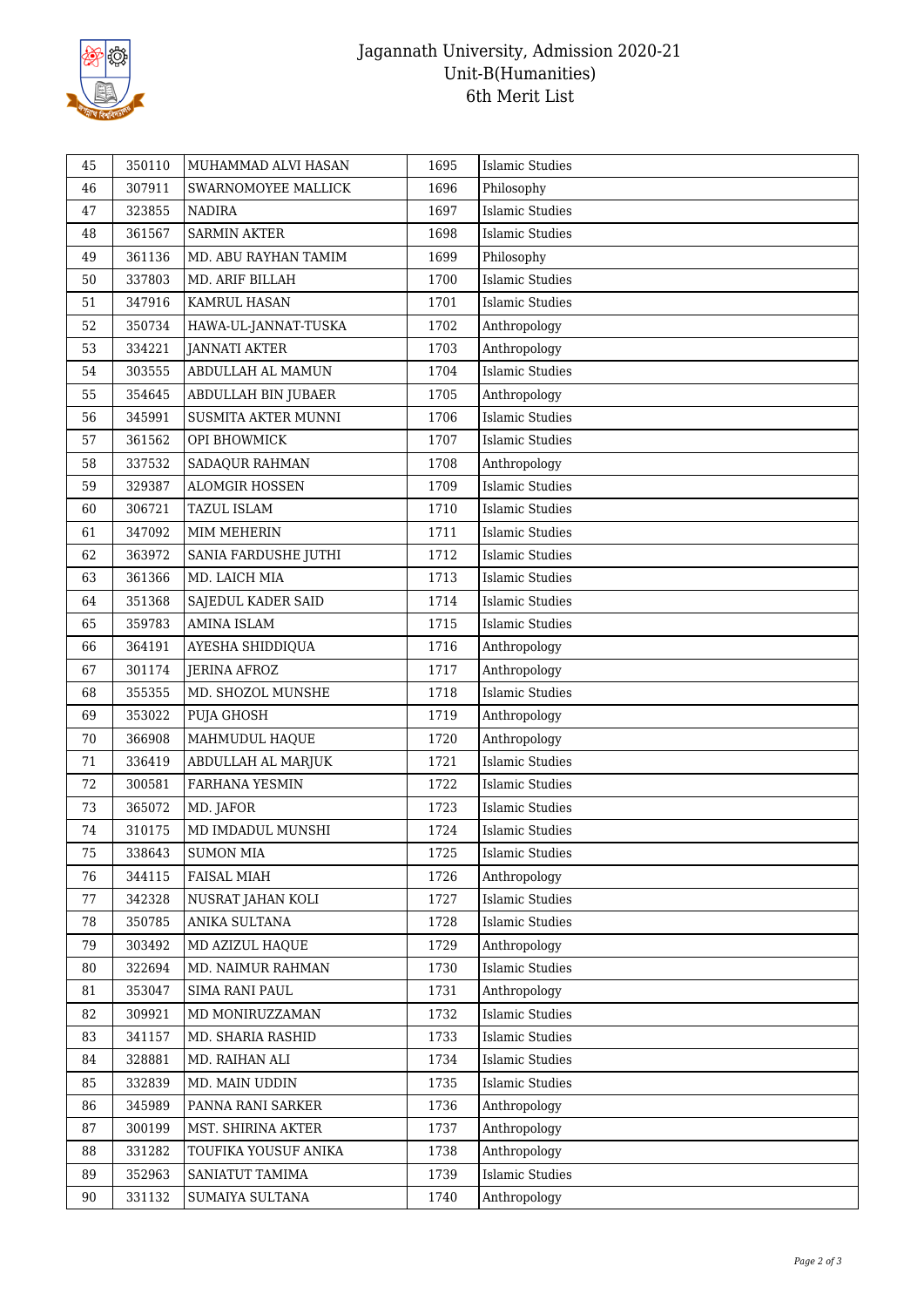# Jagannath University, Admission 2020-21
## Unit-B(Humanities)
## 6th Merit List

| | | | | |
|---|---|---|---|---|
| 45 | 350110 | MUHAMMAD ALVI HASAN | 1695 | Islamic Studies |
| 46 | 307911 | SWARNOMOYEE MALLICK | 1696 | Philosophy |
| 47 | 323855 | NADIRA | 1697 | Islamic Studies |
| 48 | 361567 | SARMIN AKTER | 1698 | Islamic Studies |
| 49 | 361136 | MD. ABU RAYHAN TAMIM | 1699 | Philosophy |
| 50 | 337803 | MD. ARIF BILLAH | 1700 | Islamic Studies |
| 51 | 347916 | KAMRUL HASAN | 1701 | Islamic Studies |
| 52 | 350734 | HAWA-UL-JANNAT-TUSKA | 1702 | Anthropology |
| 53 | 334221 | JANNATI AKTER | 1703 | Anthropology |
| 54 | 303555 | ABDULLAH AL MAMUN | 1704 | Islamic Studies |
| 55 | 354645 | ABDULLAH BIN JUBAER | 1705 | Anthropology |
| 56 | 345991 | SUSMITA AKTER MUNNI | 1706 | Islamic Studies |
| 57 | 361562 | OPI BHOWMICK | 1707 | Islamic Studies |
| 58 | 337532 | SADAQUR RAHMAN | 1708 | Anthropology |
| 59 | 329387 | ALOMGIR HOSSEN | 1709 | Islamic Studies |
| 60 | 306721 | TAZUL ISLAM | 1710 | Islamic Studies |
| 61 | 347092 | MIM MEHERIN | 1711 | Islamic Studies |
| 62 | 363972 | SANIA FARDUSHE JUTHI | 1712 | Islamic Studies |
| 63 | 361366 | MD. LAICH MIA | 1713 | Islamic Studies |
| 64 | 351368 | SAJEDUL KADER SAID | 1714 | Islamic Studies |
| 65 | 359783 | AMINA ISLAM | 1715 | Islamic Studies |
| 66 | 364191 | AYESHA SHIDDIQUA | 1716 | Anthropology |
| 67 | 301174 | JERINA AFROZ | 1717 | Anthropology |
| 68 | 355355 | MD. SHOZOL MUNSHE | 1718 | Islamic Studies |
| 69 | 353022 | PUJA GHOSH | 1719 | Anthropology |
| 70 | 366908 | MAHMUDUL HAQUE | 1720 | Anthropology |
| 71 | 336419 | ABDULLAH AL MARJUK | 1721 | Islamic Studies |
| 72 | 300581 | FARHANA YESMIN | 1722 | Islamic Studies |
| 73 | 365072 | MD. JAFOR | 1723 | Islamic Studies |
| 74 | 310175 | MD IMDADUL MUNSHI | 1724 | Islamic Studies |
| 75 | 338643 | SUMON MIA | 1725 | Islamic Studies |
| 76 | 344115 | FAISAL MIAH | 1726 | Anthropology |
| 77 | 342328 | NUSRAT JAHAN KOLI | 1727 | Islamic Studies |
| 78 | 350785 | ANIKA SULTANA | 1728 | Islamic Studies |
| 79 | 303492 | MD AZIZUL HAQUE | 1729 | Anthropology |
| 80 | 322694 | MD. NAIMUR RAHMAN | 1730 | Islamic Studies |
| 81 | 353047 | SIMA RANI PAUL | 1731 | Anthropology |
| 82 | 309921 | MD MONIRUZZAMAN | 1732 | Islamic Studies |
| 83 | 341157 | MD. SHARIA RASHID | 1733 | Islamic Studies |
| 84 | 328881 | MD. RAIHAN ALI | 1734 | Islamic Studies |
| 85 | 332839 | MD. MAIN UDDIN | 1735 | Islamic Studies |
| 86 | 345989 | PANNA RANI SARKER | 1736 | Anthropology |
| 87 | 300199 | MST. SHIRINA AKTER | 1737 | Anthropology |
| 88 | 331282 | TOUFIKA YOUSUF ANIKA | 1738 | Anthropology |
| 89 | 352963 | SANIATUT TAMIMA | 1739 | Islamic Studies |
| 90 | 331132 | SUMAIYA SULTANA | 1740 | Anthropology |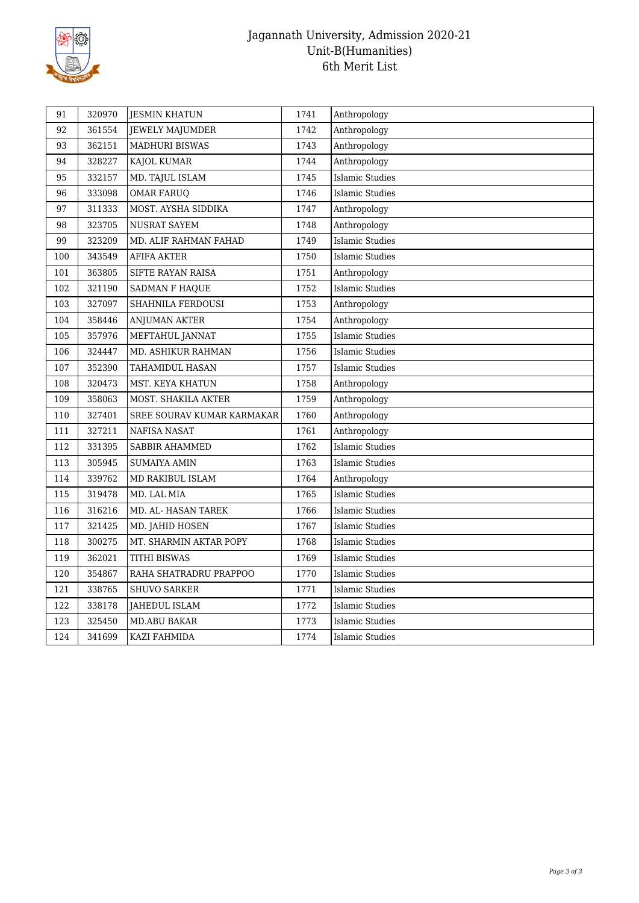# Jagannath University, Admission 2020-21
## Unit-B(Humanities)
## 6th Merit List

| | | | | |
|---|---|---|---|---|
| 91 | 320970 | JESMIN KHATUN | 1741 | Anthropology |
| 92 | 361554 | JEWELY MAJUMDER | 1742 | Anthropology |
| 93 | 362151 | MADHURI BISWAS | 1743 | Anthropology |
| 94 | 328227 | KAJOL KUMAR | 1744 | Anthropology |
| 95 | 332157 | MD. TAJUL ISLAM | 1745 | Islamic Studies |
| 96 | 333098 | OMAR FARUQ | 1746 | Islamic Studies |
| 97 | 311333 | MOST. AYSHA SIDDIKA | 1747 | Anthropology |
| 98 | 323705 | NUSRAT SAYEM | 1748 | Anthropology |
| 99 | 323209 | MD. ALIF RAHMAN FAHAD | 1749 | Islamic Studies |
| 100 | 343549 | AFIFA AKTER | 1750 | Islamic Studies |
| 101 | 363805 | SIFTE RAYAN RAISA | 1751 | Anthropology |
| 102 | 321190 | SADMAN F HAQUE | 1752 | Islamic Studies |
| 103 | 327097 | SHAHNILA FERDOUSI | 1753 | Anthropology |
| 104 | 358446 | ANJUMAN AKTER | 1754 | Anthropology |
| 105 | 357976 | MEFTAHUL JANNAT | 1755 | Islamic Studies |
| 106 | 324447 | MD. ASHIKUR RAHMAN | 1756 | Islamic Studies |
| 107 | 352390 | TAHAMIDUL HASAN | 1757 | Islamic Studies |
| 108 | 320473 | MST. KEYA KHATUN | 1758 | Anthropology |
| 109 | 358063 | MOST. SHAKILA AKTER | 1759 | Anthropology |
| 110 | 327401 | SREE SOURAV KUMAR KARMAKAR | 1760 | Anthropology |
| 111 | 327211 | NAFISA NASAT | 1761 | Anthropology |
| 112 | 331395 | SABBIR AHAMMED | 1762 | Islamic Studies |
| 113 | 305945 | SUMAIYA AMIN | 1763 | Islamic Studies |
| 114 | 339762 | MD RAKIBUL ISLAM | 1764 | Anthropology |
| 115 | 319478 | MD. LAL MIA | 1765 | Islamic Studies |
| 116 | 316216 | MD. AL- HASAN TAREK | 1766 | Islamic Studies |
| 117 | 321425 | MD. JAHID HOSEN | 1767 | Islamic Studies |
| 118 | 300275 | MT. SHARMIN AKTAR POPY | 1768 | Islamic Studies |
| 119 | 362021 | TITHI BISWAS | 1769 | Islamic Studies |
| 120 | 354867 | RAHA SHATRADRU PRAPPOO | 1770 | Islamic Studies |
| 121 | 338765 | SHUVO SARKER | 1771 | Islamic Studies |
| 122 | 338178 | JAHEDUL ISLAM | 1772 | Islamic Studies |
| 123 | 325450 | MD.ABU BAKAR | 1773 | Islamic Studies |
| 124 | 341699 | KAZI FAHMIDA | 1774 | Islamic Studies |